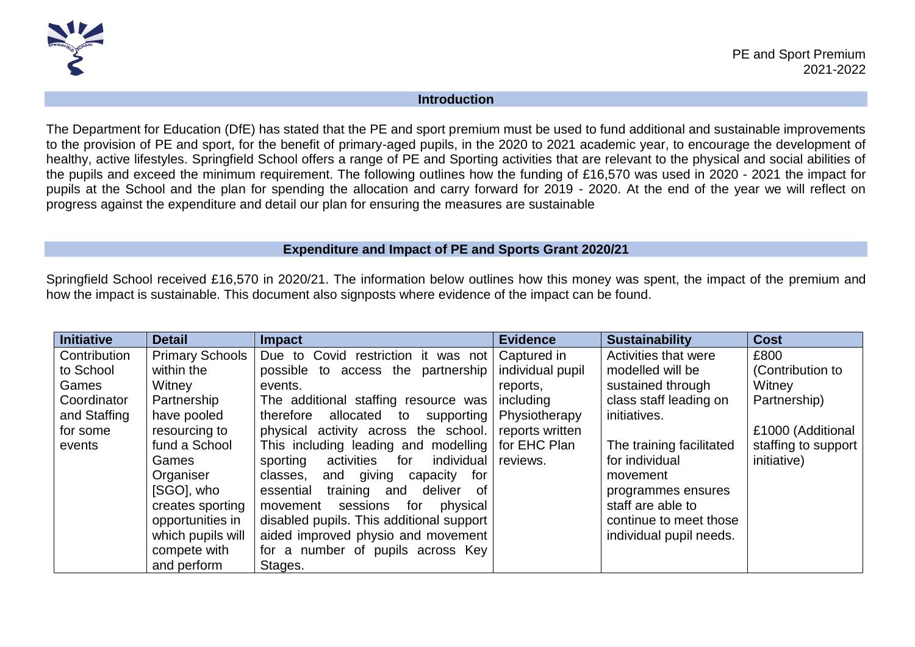PE and Sport Premium
2021-2022

## Introduction

The Department for Education (DfE) has stated that the PE and sport premium must be used to fund additional and sustainable improvements to the provision of PE and sport, for the benefit of primary-aged pupils, in the 2020 to 2021 academic year, to encourage the development of healthy, active lifestyles. Springfield School offers a range of PE and Sporting activities that are relevant to the physical and social abilities of the pupils and exceed the minimum requirement. The following outlines how the funding of £16,570 was used in 2020 - 2021 the impact for pupils at the School and the plan for spending the allocation and carry forward for 2019 - 2020. At the end of the year we will reflect on progress against the expenditure and detail our plan for ensuring the measures are sustainable

## Expenditure and Impact of PE and Sports Grant 2020/21

Springfield School received £16,570 in 2020/21. The information below outlines how this money was spent, the impact of the premium and how the impact is sustainable. This document also signposts where evidence of the impact can be found.

| Initiative | Detail | Impact | Evidence | Sustainability | Cost |
|---|---|---|---|---|---|
| Contribution to School Games Coordinator and Staffing for some events | Primary Schools within the Witney Partnership have pooled resourcing to fund a School Games Organiser [SGO], who creates sporting opportunities in which pupils will compete with and perform | Due to Covid restriction it was not possible to access the partnership events.<br>The additional staffing resource was therefore allocated to supporting physical activity across the school. This including leading and modelling sporting activities for individual classes, and giving capacity for essential training and deliver of movement sessions for physical disabled pupils. This additional support aided improved physio and movement for a number of pupils across Key Stages. | Captured in individual pupil reports, including Physiotherapy reports written for EHC Plan reviews. | Activities that were modelled will be sustained through class staff leading on initiatives.<br><br>The training facilitated for individual movement programmes ensures staff are able to continue to meet those individual pupil needs. | £800 (Contribution to Witney Partnership)<br><br>£1000 (Additional staffing to support initiative) |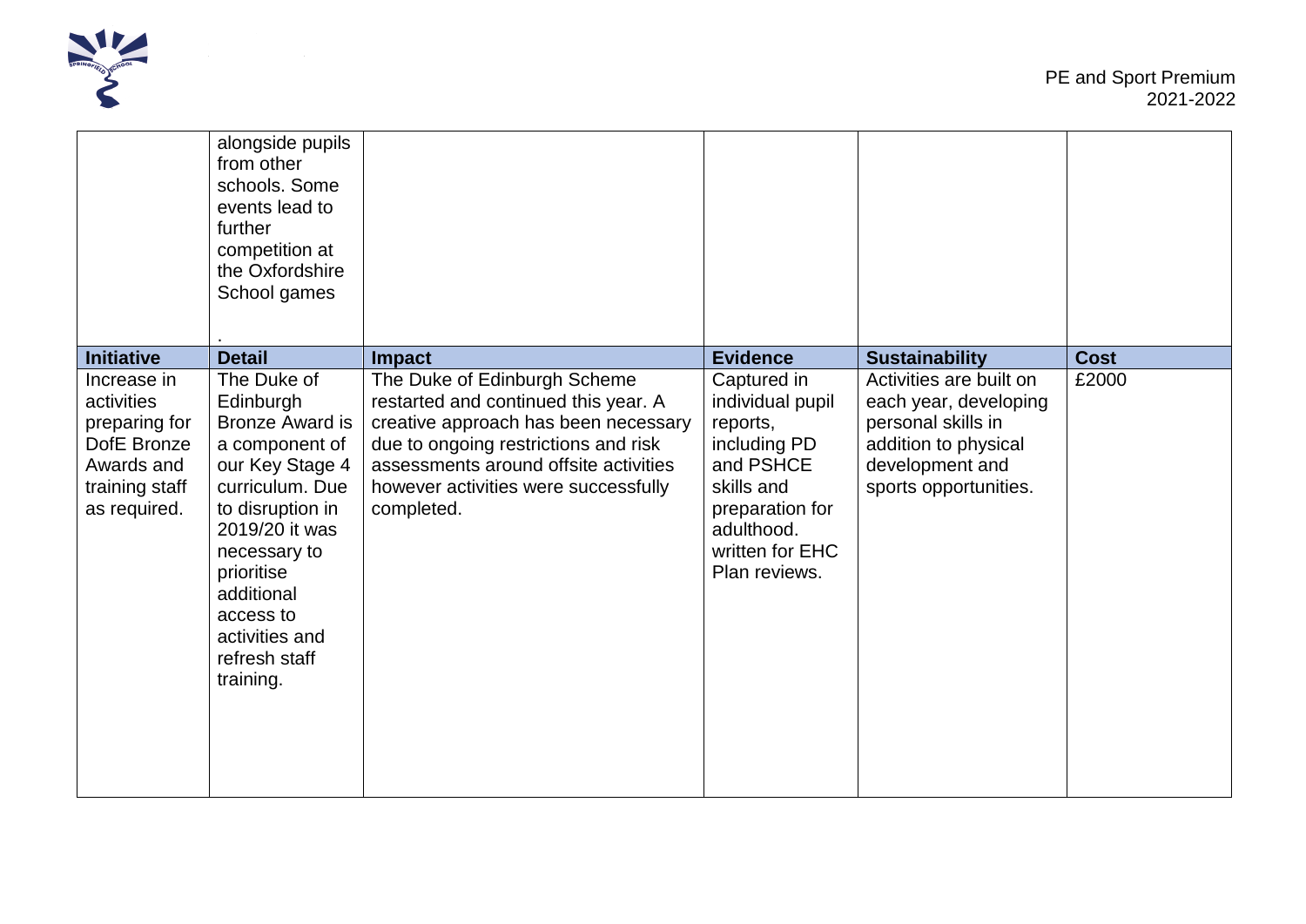| | | | | | |
|---|---|---|---|---|---|
| | alongside pupils from other schools. Some events lead to further competition at the Oxfordshire School games<br><br>. | | | | |
| **Initiative** | **Detail** | **Impact** | **Evidence** | **Sustainability** | **Cost** |
| Increase in activities preparing for DofE Bronze Awards and training staff as required. | The Duke of Edinburgh Bronze Award is a component of our Key Stage 4 curriculum. Due to disruption in 2019/20 it was necessary to prioritise additional access to activities and refresh staff training. | The Duke of Edinburgh Scheme restarted and continued this year. A creative approach has been necessary due to ongoing restrictions and risk assessments around offsite activities however activities were successfully completed. | Captured in individual pupil reports, including PD and PSHCE skills and preparation for adulthood. written for EHC Plan reviews. | Activities are built on each year, developing personal skills in addition to physical development and sports opportunities. | £2000 |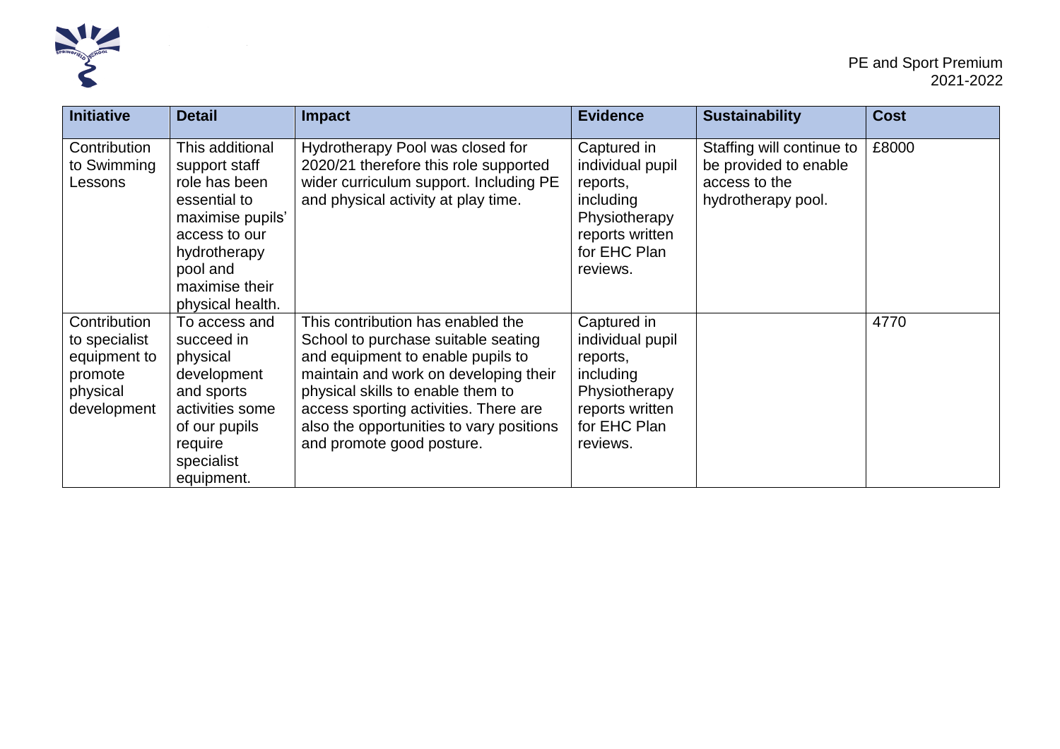| Initiative | Detail | Impact | Evidence | Sustainability | Cost |
| --- | --- | --- | --- | --- | --- |
| Contribution to Swimming Lessons | This additional support staff role has been essential to maximise pupils' access to our hydrotherapy pool and maximise their physical health. | Hydrotherapy Pool was closed for 2020/21 therefore this role supported wider curriculum support. Including PE and physical activity at play time. | Captured in individual pupil reports, including Physiotherapy reports written for EHC Plan reviews. | Staffing will continue to be provided to enable access to the hydrotherapy pool. | £8000 |
| Contribution to specialist equipment to promote physical development | To access and succeed in physical development and sports activities some of our pupils require specialist equipment. | This contribution has enabled the School to purchase suitable seating and equipment to enable pupils to maintain and work on developing their physical skills to enable them to access sporting activities. There are also the opportunities to vary positions and promote good posture. | Captured in individual pupil reports, including Physiotherapy reports written for EHC Plan reviews. | | 4770 |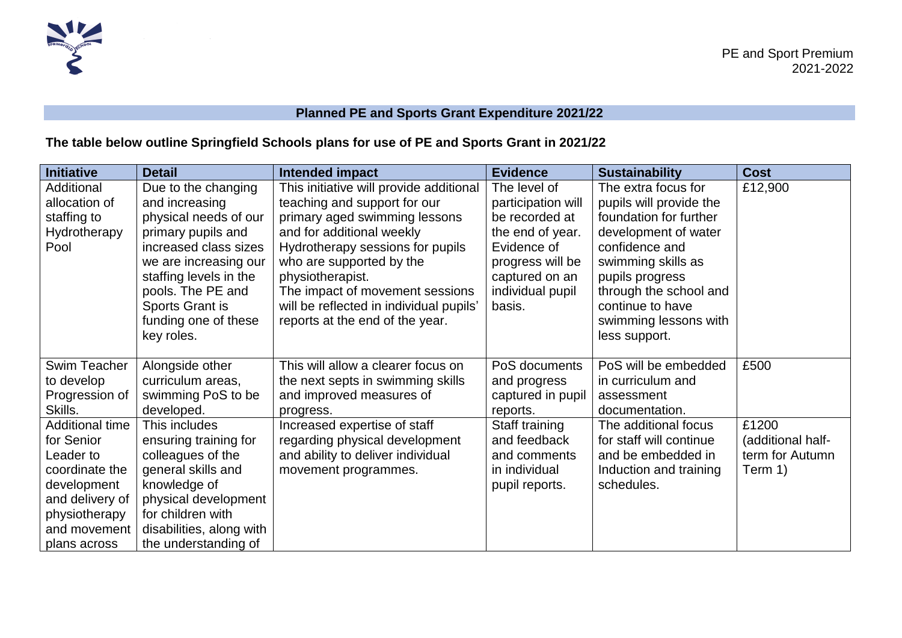## Planned PE and Sports Grant Expenditure 2021/22

**The table below outline Springfield Schools plans for use of PE and Sports Grant in 2021/22**

| Initiative | Detail | Intended impact | Evidence | Sustainability | Cost |
|---|---|---|---|---|---|
| Additional allocation of staffing to Hydrotherapy Pool | Due to the changing and increasing physical needs of our primary pupils and increased class sizes we are increasing our staffing levels in the pools. The PE and Sports Grant is funding one of these key roles. | This initiative will provide additional teaching and support for our primary aged swimming lessons and for additional weekly Hydrotherapy sessions for pupils who are supported by the physiotherapist. The impact of movement sessions will be reflected in individual pupils' reports at the end of the year. | The level of participation will be recorded at the end of year. Evidence of progress will be captured on an individual pupil basis. | The extra focus for pupils will provide the foundation for further development of water confidence and swimming skills as pupils progress through the school and continue to have swimming lessons with less support. | £12,900 |
| Swim Teacher to develop Progression of Skills. | Alongside other curriculum areas, swimming PoS to be developed. | This will allow a clearer focus on the next septs in swimming skills and improved measures of progress. | PoS documents and progress captured in pupil reports. | PoS will be embedded in curriculum and assessment documentation. | £500 |
| Additional time for Senior Leader to coordinate the development and delivery of physiotherapy and movement plans across | This includes ensuring training for colleagues of the general skills and knowledge of physical development for children with disabilities, along with the understanding of | Increased expertise of staff regarding physical development and ability to deliver individual movement programmes. | Staff training and feedback and comments in individual pupil reports. | The additional focus for staff will continue and be embedded in Induction and training schedules. | £1200 (additional half-term for Autumn Term 1) |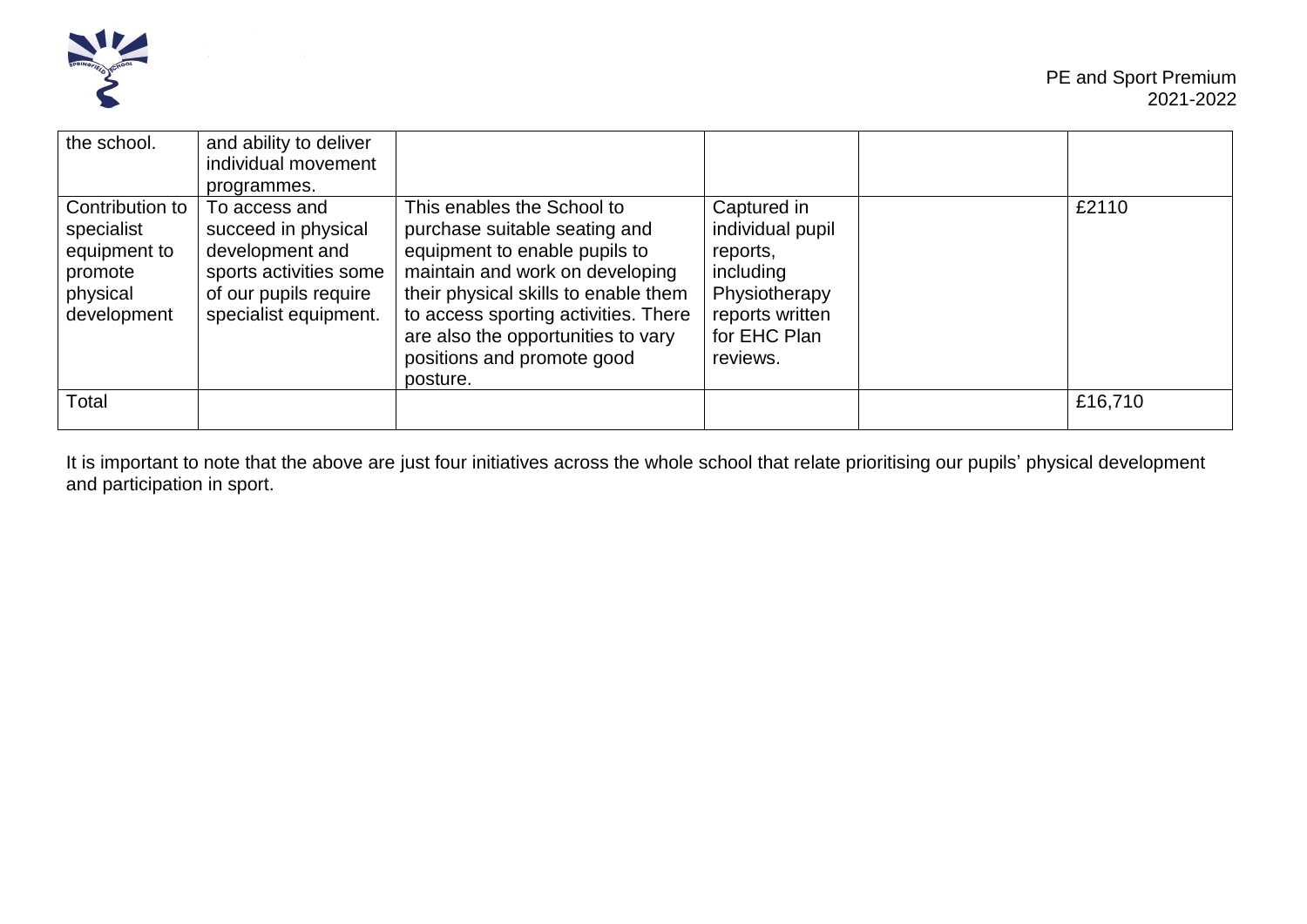| | | | | | |
|---|---|---|---|---|---|
| the school. | and ability to deliver individual movement programmes. | | | | |
| Contribution to specialist equipment to promote physical development | To access and succeed in physical development and sports activities some of our pupils require specialist equipment. | This enables the School to purchase suitable seating and equipment to enable pupils to maintain and work on developing their physical skills to enable them to access sporting activities. There are also the opportunities to vary positions and promote good posture. | Captured in individual pupil reports, including Physiotherapy reports written for EHC Plan reviews. | | £2110 |
| Total | | | | | £16,710 |

It is important to note that the above are just four initiatives across the whole school that relate prioritising our pupils' physical development and participation in sport.